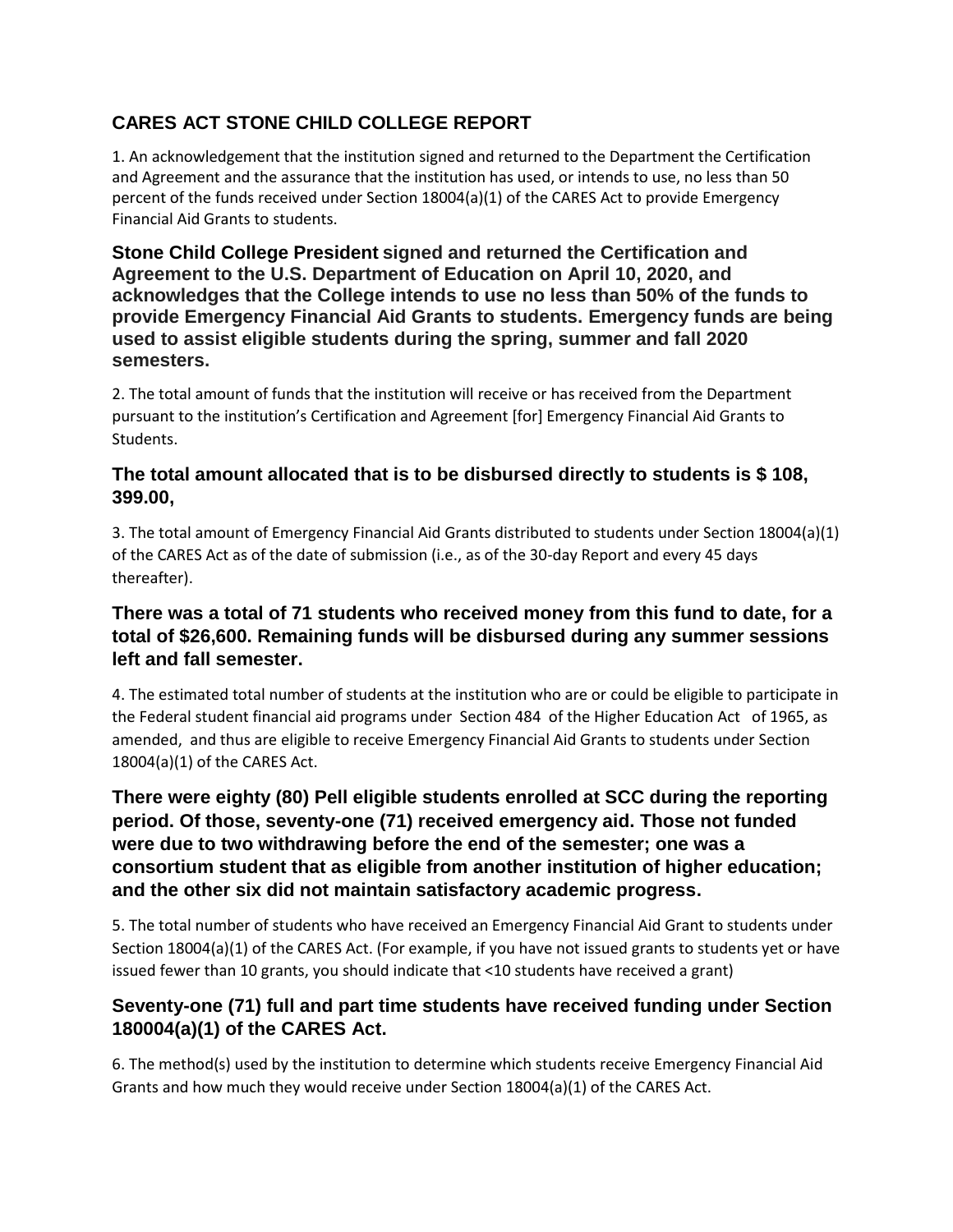## CARES ACT STONE CHILD COLLEGE REPORT

1. An acknowledgement that the institution signed and returned to the Department the Certification and Agreement and the assurance that the institution has used, or intends to use, no less than 50 percent of the funds received under Section 18004(a)(1) of the CARES Act to provide Emergency Financial Aid Grants to students.

**Stone Child College President signed and returned the Certification and Agreement to the U.S. Department of Education on April 10, 2020, and acknowledges that the College intends to use no less than 50% of the funds to provide Emergency Financial Aid Grants to students. Emergency funds are being used to assist eligible students during the spring, summer and fall 2020 semesters.**

2. The total amount of funds that the institution will receive or has received from the Department pursuant to the institution's Certification and Agreement [for] Emergency Financial Aid Grants to Students.

**The total amount allocated that is to be disbursed directly to students is $ 108, 399.00,**

3. The total amount of Emergency Financial Aid Grants distributed to students under Section 18004(a)(1) of the CARES Act as of the date of submission (i.e., as of the 30-day Report and every 45 days thereafter).

**There was a total of 71 students who received money from this fund to date, for a total of $26,600. Remaining funds will be disbursed during any summer sessions left and fall semester.**

4. The estimated total number of students at the institution who are or could be eligible to participate in the Federal student financial aid programs under Section 484 of the Higher Education Act of 1965, as amended, and thus are eligible to receive Emergency Financial Aid Grants to students under Section 18004(a)(1) of the CARES Act.

**There were eighty (80) Pell eligible students enrolled at SCC during the reporting period. Of those, seventy-one (71) received emergency aid. Those not funded were due to two withdrawing before the end of the semester; one was a consortium student that as eligible from another institution of higher education; and the other six did not maintain satisfactory academic progress.**

5. The total number of students who have received an Emergency Financial Aid Grant to students under Section 18004(a)(1) of the CARES Act. (For example, if you have not issued grants to students yet or have issued fewer than 10 grants, you should indicate that <10 students have received a grant)

**Seventy-one (71) full and part time students have received funding under Section 180004(a)(1) of the CARES Act.**

6. The method(s) used by the institution to determine which students receive Emergency Financial Aid Grants and how much they would receive under Section 18004(a)(1) of the CARES Act.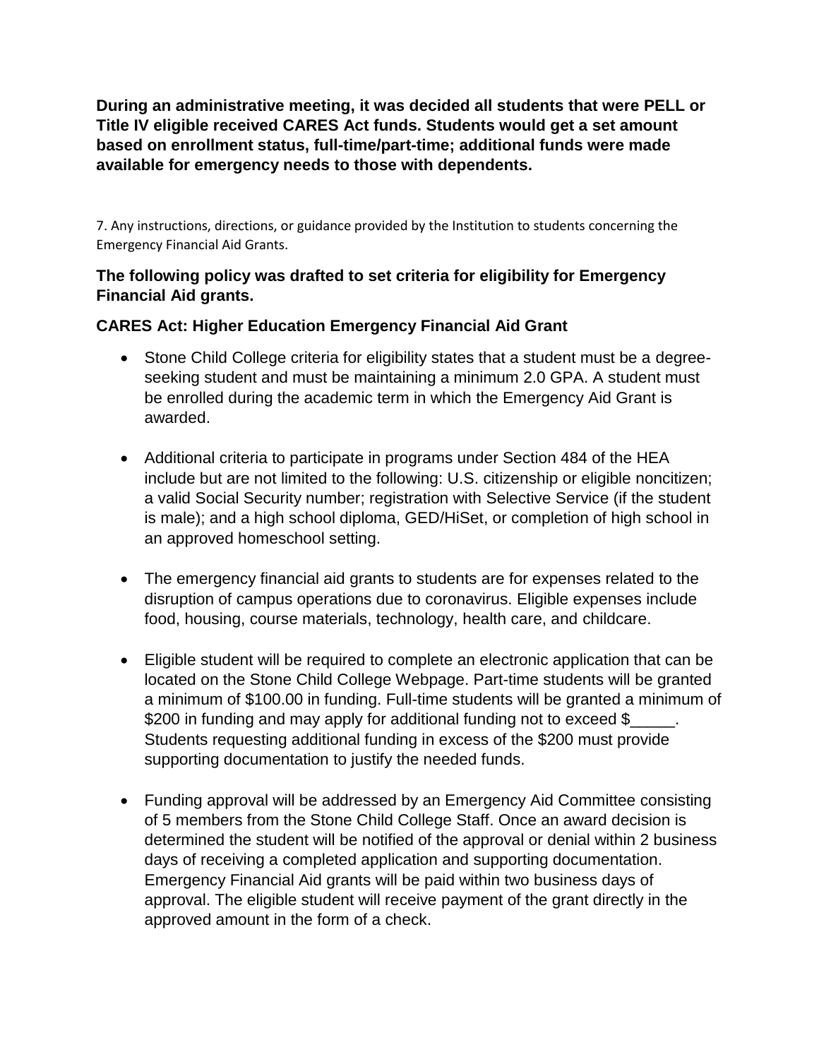**During an administrative meeting, it was decided all students that were PELL or Title IV eligible received CARES Act funds. Students would get a set amount based on enrollment status, full-time/part-time; additional funds were made available for emergency needs to those with dependents.**

7. Any instructions, directions, or guidance provided by the Institution to students concerning the Emergency Financial Aid Grants.

**The following policy was drafted to set criteria for eligibility for Emergency Financial Aid grants.**

**CARES Act: Higher Education Emergency Financial Aid Grant**

- Stone Child College criteria for eligibility states that a student must be a degree-seeking student and must be maintaining a minimum 2.0 GPA. A student must be enrolled during the academic term in which the Emergency Aid Grant is awarded.
- Additional criteria to participate in programs under Section 484 of the HEA include but are not limited to the following: U.S. citizenship or eligible noncitizen; a valid Social Security number; registration with Selective Service (if the student is male); and a high school diploma, GED/HiSet, or completion of high school in an approved homeschool setting.
- The emergency financial aid grants to students are for expenses related to the disruption of campus operations due to coronavirus. Eligible expenses include food, housing, course materials, technology, health care, and childcare.
- Eligible student will be required to complete an electronic application that can be located on the Stone Child College Webpage. Part-time students will be granted a minimum of $100.00 in funding. Full-time students will be granted a minimum of $200 in funding and may apply for additional funding not to exceed $_____. Students requesting additional funding in excess of the $200 must provide supporting documentation to justify the needed funds.
- Funding approval will be addressed by an Emergency Aid Committee consisting of 5 members from the Stone Child College Staff. Once an award decision is determined the student will be notified of the approval or denial within 2 business days of receiving a completed application and supporting documentation. Emergency Financial Aid grants will be paid within two business days of approval. The eligible student will receive payment of the grant directly in the approved amount in the form of a check.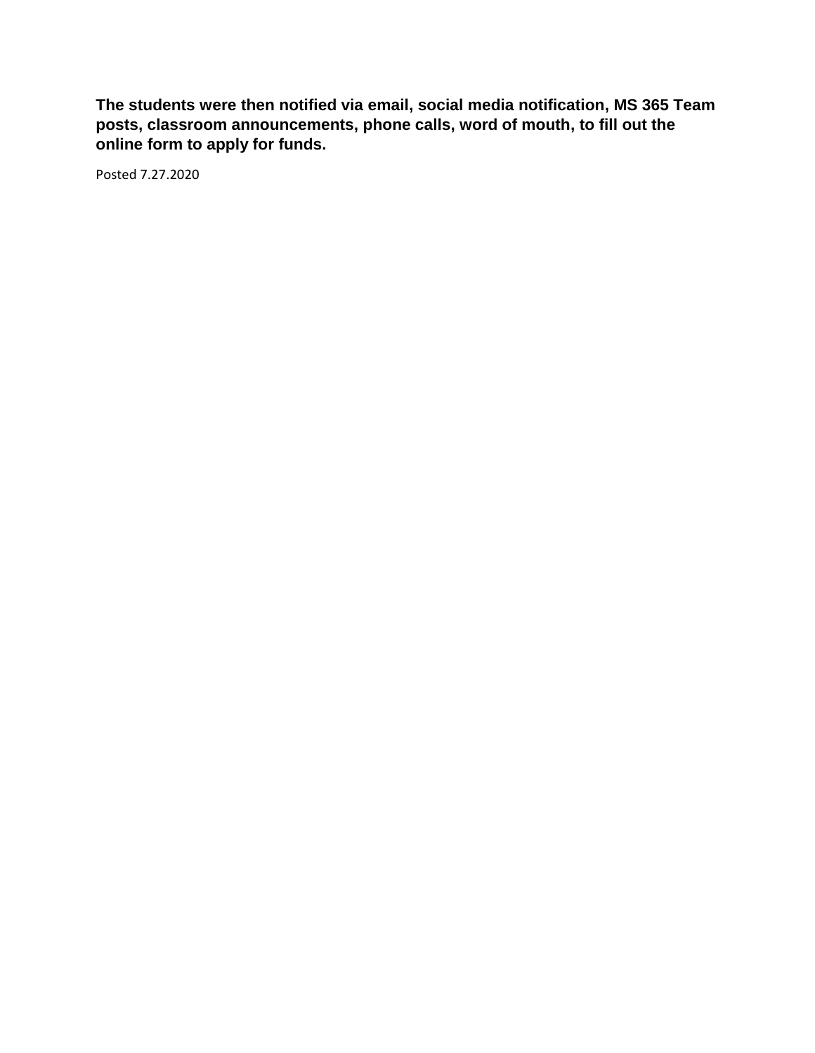**The students were then notified via email, social media notification, MS 365 Team posts, classroom announcements, phone calls, word of mouth, to fill out the online form to apply for funds.**

Posted 7.27.2020